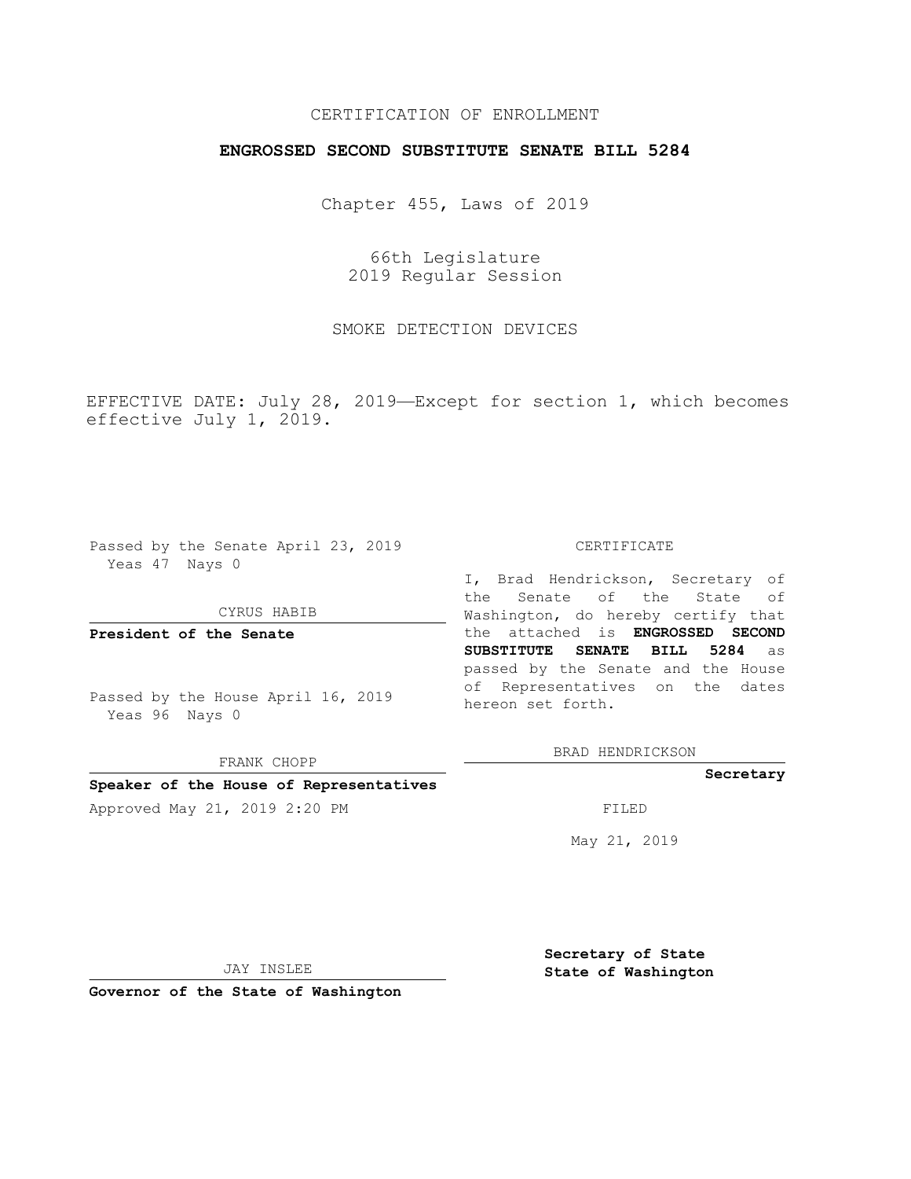CERTIFICATION OF ENROLLMENT

**ENGROSSED SECOND SUBSTITUTE SENATE BILL 5284**

Chapter 455, Laws of 2019

66th Legislature
2019 Regular Session

SMOKE DETECTION DEVICES

EFFECTIVE DATE: July 28, 2019—Except for section 1, which becomes effective July 1, 2019.

Passed by the Senate April 23, 2019
Yeas 47 Nays 0

CYRUS HABIB

**President of the Senate**

Passed by the House April 16, 2019
Yeas 96 Nays 0

FRANK CHOPP

**Speaker of the House of Representatives**

Approved May 21, 2019 2:20 PM

JAY INSLEE

**Governor of the State of Washington**

CERTIFICATE

I, Brad Hendrickson, Secretary of the Senate of the State of Washington, do hereby certify that the attached is **ENGROSSED SECOND SUBSTITUTE SENATE BILL 5284** as passed by the Senate and the House of Representatives on the dates hereon set forth.

BRAD HENDRICKSON

**Secretary**

FILED

May 21, 2019

**Secretary of State**
**State of Washington**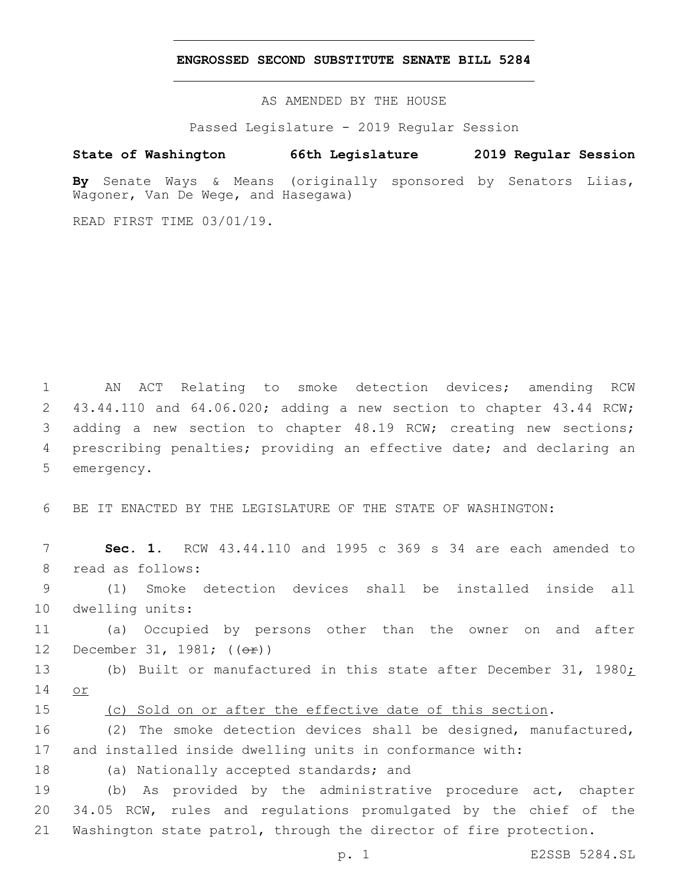# ENGROSSED SECOND SUBSTITUTE SENATE BILL 5284

AS AMENDED BY THE HOUSE

Passed Legislature - 2019 Regular Session

**State of Washington 66th Legislature 2019 Regular Session**

**By** Senate Ways & Means (originally sponsored by Senators Liias, Wagoner, Van De Wege, and Hasegawa)

READ FIRST TIME 03/01/19.

1 AN ACT Relating to smoke detection devices; amending RCW 2 43.44.110 and 64.06.020; adding a new section to chapter 43.44 RCW; 3 adding a new section to chapter 48.19 RCW; creating new sections; 4 prescribing penalties; providing an effective date; and declaring an 5 emergency.

6 BE IT ENACTED BY THE LEGISLATURE OF THE STATE OF WASHINGTON:

7 **Sec. 1.** RCW 43.44.110 and 1995 c 369 s 34 are each amended to 8 read as follows:

9 (1) Smoke detection devices shall be installed inside all 10 dwelling units:

11 (a) Occupied by persons other than the owner on and after 12 December 31, 1981; ((~~or~~))

13 (b) Built or manufactured in this state after December 31, 1980; 14 or

15 (c) Sold on or after the effective date of this section.

16 (2) The smoke detection devices shall be designed, manufactured, 17 and installed inside dwelling units in conformance with:

18 (a) Nationally accepted standards; and

19 (b) As provided by the administrative procedure act, chapter 20 34.05 RCW, rules and regulations promulgated by the chief of the 21 Washington state patrol, through the director of fire protection.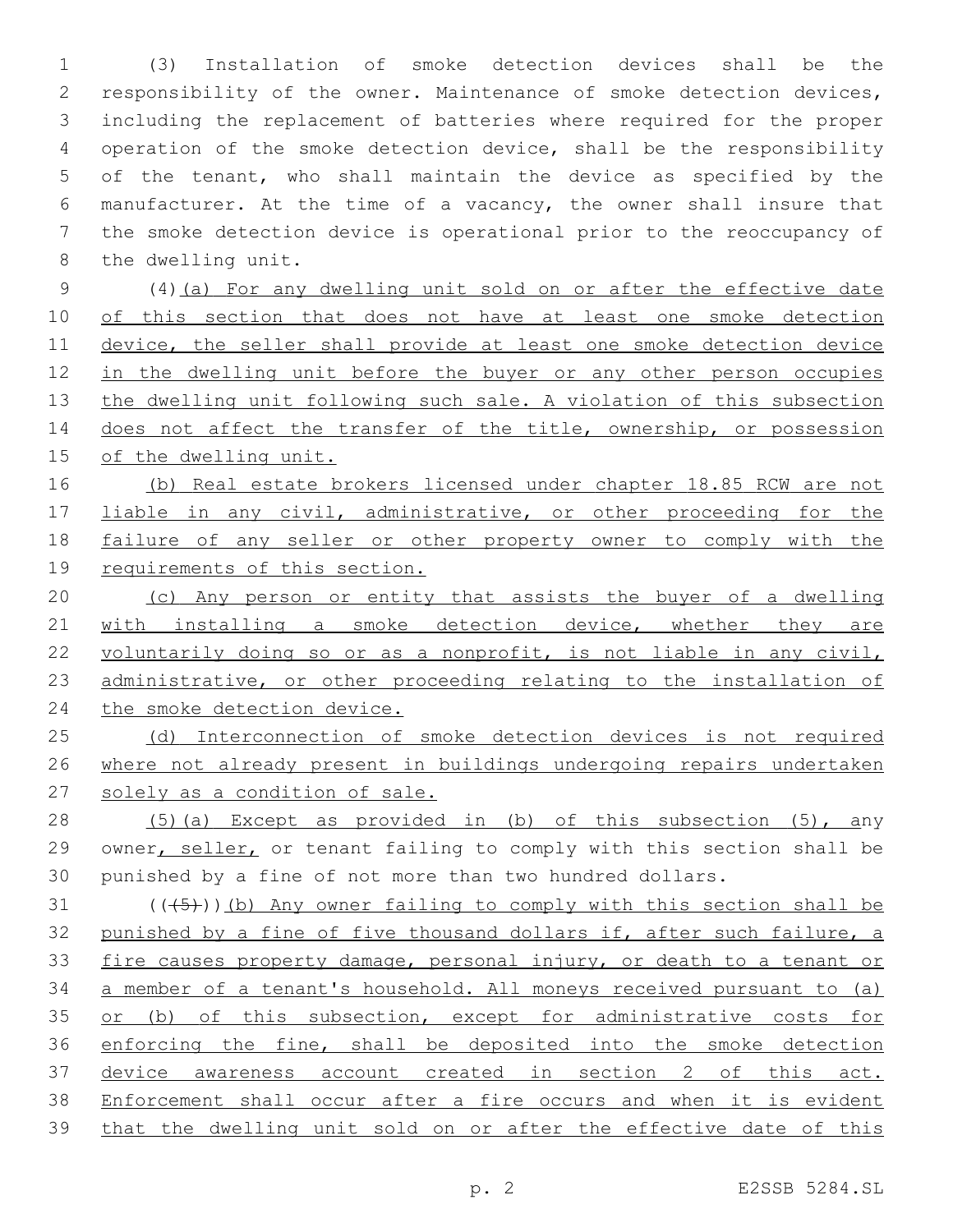(3) Installation of smoke detection devices shall be the responsibility of the owner. Maintenance of smoke detection devices, including the replacement of batteries where required for the proper operation of the smoke detection device, shall be the responsibility of the tenant, who shall maintain the device as specified by the manufacturer. At the time of a vacancy, the owner shall insure that the smoke detection device is operational prior to the reoccupancy of the dwelling unit.

(4)(a) For any dwelling unit sold on or after the effective date of this section that does not have at least one smoke detection device, the seller shall provide at least one smoke detection device in the dwelling unit before the buyer or any other person occupies the dwelling unit following such sale. A violation of this subsection does not affect the transfer of the title, ownership, or possession of the dwelling unit.

(b) Real estate brokers licensed under chapter 18.85 RCW are not liable in any civil, administrative, or other proceeding for the failure of any seller or other property owner to comply with the requirements of this section.

(c) Any person or entity that assists the buyer of a dwelling with installing a smoke detection device, whether they are voluntarily doing so or as a nonprofit, is not liable in any civil, administrative, or other proceeding relating to the installation of the smoke detection device.

(d) Interconnection of smoke detection devices is not required where not already present in buildings undergoing repairs undertaken solely as a condition of sale.

(5)(a) Except as provided in (b) of this subsection (5), any owner, seller, or tenant failing to comply with this section shall be punished by a fine of not more than two hundred dollars.

~~((5))~~(b) Any owner failing to comply with this section shall be punished by a fine of five thousand dollars if, after such failure, a fire causes property damage, personal injury, or death to a tenant or a member of a tenant's household. All moneys received pursuant to (a) or (b) of this subsection, except for administrative costs for enforcing the fine, shall be deposited into the smoke detection device awareness account created in section 2 of this act. Enforcement shall occur after a fire occurs and when it is evident that the dwelling unit sold on or after the effective date of this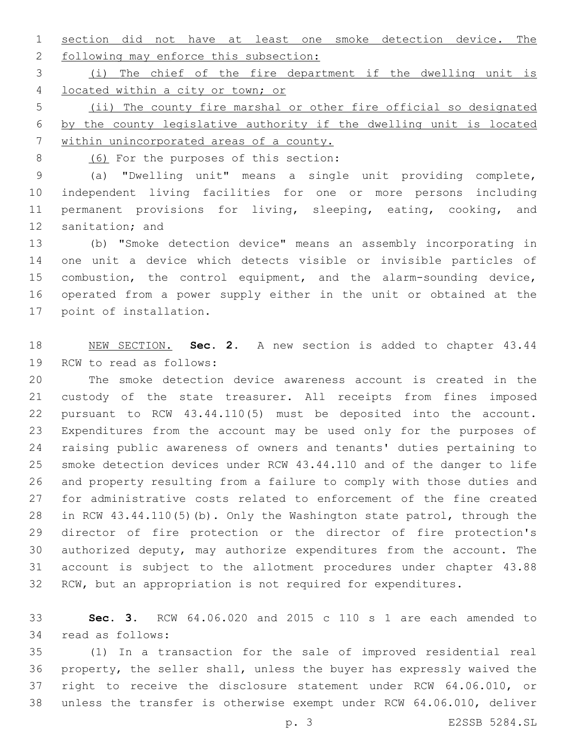section did not have at least one smoke detection device. The following may enforce this subsection:

(i) The chief of the fire department if the dwelling unit is located within a city or town; or

(ii) The county fire marshal or other fire official so designated by the county legislative authority if the dwelling unit is located within unincorporated areas of a county.

(6) For the purposes of this section:

(a) "Dwelling unit" means a single unit providing complete, independent living facilities for one or more persons including permanent provisions for living, sleeping, eating, cooking, and sanitation; and

(b) "Smoke detection device" means an assembly incorporating in one unit a device which detects visible or invisible particles of combustion, the control equipment, and the alarm-sounding device, operated from a power supply either in the unit or obtained at the point of installation.

NEW SECTION. **Sec. 2.** A new section is added to chapter 43.44 RCW to read as follows:

The smoke detection device awareness account is created in the custody of the state treasurer. All receipts from fines imposed pursuant to RCW 43.44.110(5) must be deposited into the account. Expenditures from the account may be used only for the purposes of raising public awareness of owners and tenants' duties pertaining to smoke detection devices under RCW 43.44.110 and of the danger to life and property resulting from a failure to comply with those duties and for administrative costs related to enforcement of the fine created in RCW 43.44.110(5)(b). Only the Washington state patrol, through the director of fire protection or the director of fire protection's authorized deputy, may authorize expenditures from the account. The account is subject to the allotment procedures under chapter 43.88 RCW, but an appropriation is not required for expenditures.

**Sec. 3.** RCW 64.06.020 and 2015 c 110 s 1 are each amended to read as follows:

(1) In a transaction for the sale of improved residential real property, the seller shall, unless the buyer has expressly waived the right to receive the disclosure statement under RCW 64.06.010, or unless the transfer is otherwise exempt under RCW 64.06.010, deliver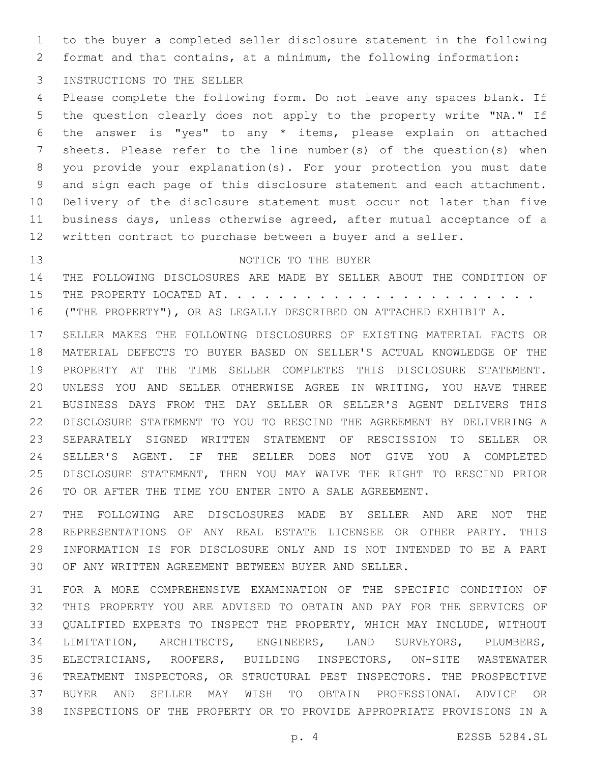to the buyer a completed seller disclosure statement in the following format and that contains, at a minimum, the following information:

INSTRUCTIONS TO THE SELLER

Please complete the following form. Do not leave any spaces blank. If the question clearly does not apply to the property write "NA." If the answer is "yes" to any * items, please explain on attached sheets. Please refer to the line number(s) of the question(s) when you provide your explanation(s). For your protection you must date and sign each page of this disclosure statement and each attachment. Delivery of the disclosure statement must occur not later than five business days, unless otherwise agreed, after mutual acceptance of a written contract to purchase between a buyer and a seller.

NOTICE TO THE BUYER

THE FOLLOWING DISCLOSURES ARE MADE BY SELLER ABOUT THE CONDITION OF THE PROPERTY LOCATED AT. . . . . . . . . . . . . . . . . . . . . . . . ("THE PROPERTY"), OR AS LEGALLY DESCRIBED ON ATTACHED EXHIBIT A.

SELLER MAKES THE FOLLOWING DISCLOSURES OF EXISTING MATERIAL FACTS OR MATERIAL DEFECTS TO BUYER BASED ON SELLER'S ACTUAL KNOWLEDGE OF THE PROPERTY AT THE TIME SELLER COMPLETES THIS DISCLOSURE STATEMENT. UNLESS YOU AND SELLER OTHERWISE AGREE IN WRITING, YOU HAVE THREE BUSINESS DAYS FROM THE DAY SELLER OR SELLER'S AGENT DELIVERS THIS DISCLOSURE STATEMENT TO YOU TO RESCIND THE AGREEMENT BY DELIVERING A SEPARATELY SIGNED WRITTEN STATEMENT OF RESCISSION TO SELLER OR SELLER'S AGENT. IF THE SELLER DOES NOT GIVE YOU A COMPLETED DISCLOSURE STATEMENT, THEN YOU MAY WAIVE THE RIGHT TO RESCIND PRIOR TO OR AFTER THE TIME YOU ENTER INTO A SALE AGREEMENT.

THE FOLLOWING ARE DISCLOSURES MADE BY SELLER AND ARE NOT THE REPRESENTATIONS OF ANY REAL ESTATE LICENSEE OR OTHER PARTY. THIS INFORMATION IS FOR DISCLOSURE ONLY AND IS NOT INTENDED TO BE A PART OF ANY WRITTEN AGREEMENT BETWEEN BUYER AND SELLER.

FOR A MORE COMPREHENSIVE EXAMINATION OF THE SPECIFIC CONDITION OF THIS PROPERTY YOU ARE ADVISED TO OBTAIN AND PAY FOR THE SERVICES OF QUALIFIED EXPERTS TO INSPECT THE PROPERTY, WHICH MAY INCLUDE, WITHOUT LIMITATION, ARCHITECTS, ENGINEERS, LAND SURVEYORS, PLUMBERS, ELECTRICIANS, ROOFERS, BUILDING INSPECTORS, ON-SITE WASTEWATER TREATMENT INSPECTORS, OR STRUCTURAL PEST INSPECTORS. THE PROSPECTIVE BUYER AND SELLER MAY WISH TO OBTAIN PROFESSIONAL ADVICE OR INSPECTIONS OF THE PROPERTY OR TO PROVIDE APPROPRIATE PROVISIONS IN A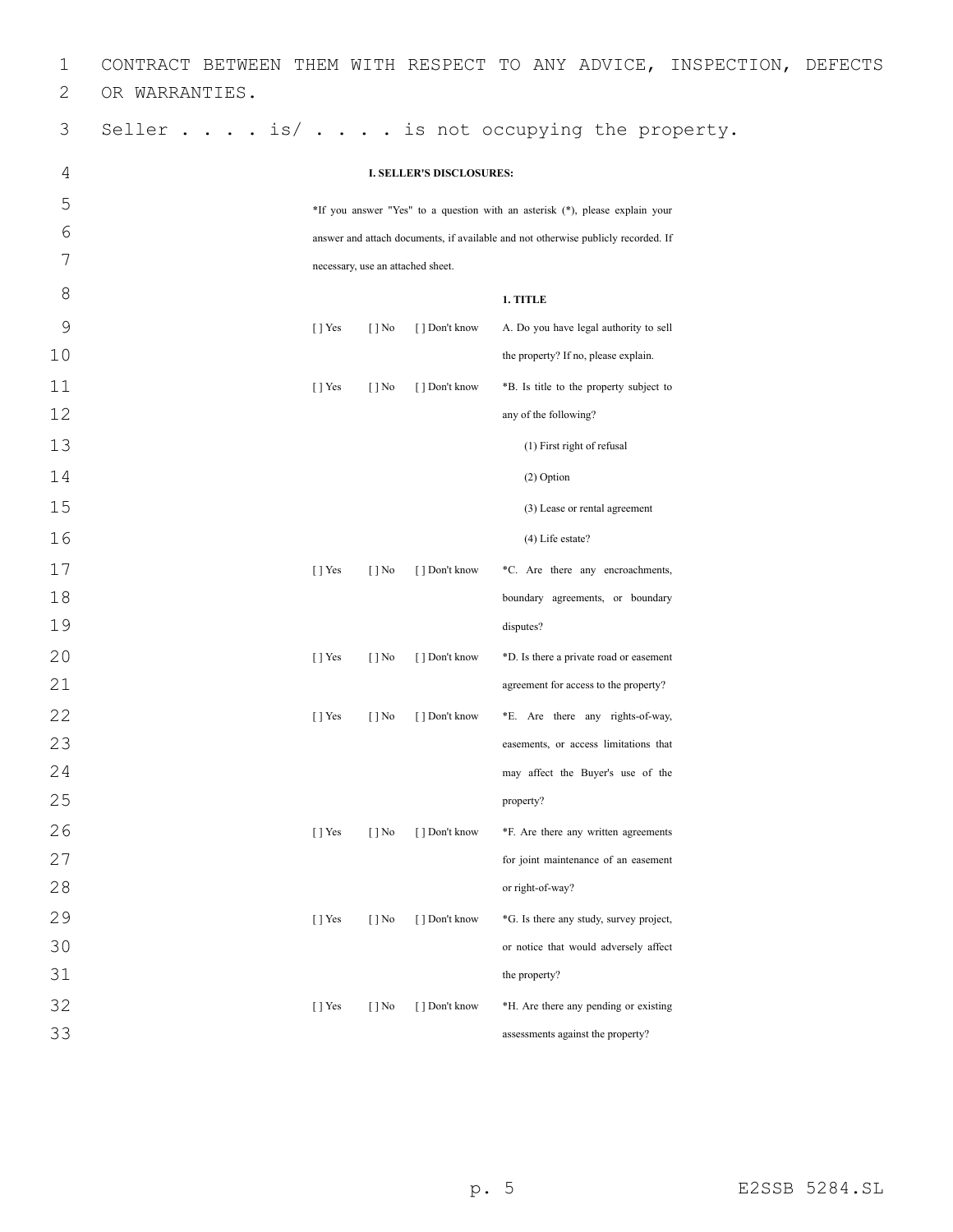CONTRACT BETWEEN THEM WITH RESPECT TO ANY ADVICE, INSPECTION, DEFECTS OR WARRANTIES.

Seller . . . . is/ . . . . is not occupying the property.

## I. SELLER'S DISCLOSURES:

*If you answer "Yes" to a question with an asterisk (*), please explain your answer and attach documents, if available and not otherwise publicly recorded. If necessary, use an attached sheet.

### 1. TITLE

| | | | |
|---|---|---|---|
| [ ] Yes | [ ] No | [ ] Don't know | A. Do you have legal authority to sell the property? If no, please explain. |
| [ ] Yes | [ ] No | [ ] Don't know | *B. Is title to the property subject to any of the following?<br>(1) First right of refusal<br>(2) Option<br>(3) Lease or rental agreement<br>(4) Life estate? |
| [ ] Yes | [ ] No | [ ] Don't know | *C. Are there any encroachments, boundary agreements, or boundary disputes? |
| [ ] Yes | [ ] No | [ ] Don't know | *D. Is there a private road or easement agreement for access to the property? |
| [ ] Yes | [ ] No | [ ] Don't know | *E. Are there any rights-of-way, easements, or access limitations that may affect the Buyer's use of the property? |
| [ ] Yes | [ ] No | [ ] Don't know | *F. Are there any written agreements for joint maintenance of an easement or right-of-way? |
| [ ] Yes | [ ] No | [ ] Don't know | *G. Is there any study, survey project, or notice that would adversely affect the property? |
| [ ] Yes | [ ] No | [ ] Don't know | *H. Are there any pending or existing assessments against the property? |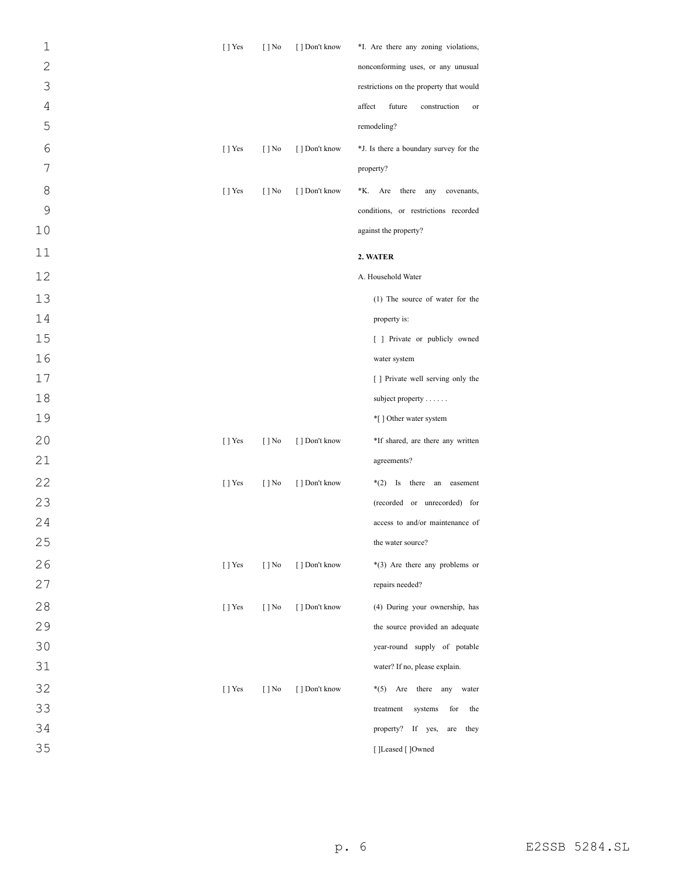[ ] Yes [ ] No [ ] Don't know *I. Are there any zoning violations, nonconforming uses, or any unusual restrictions on the property that would affect future construction or remodeling?

[ ] Yes [ ] No [ ] Don't know *J. Is there a boundary survey for the property?

[ ] Yes [ ] No [ ] Don't know *K. Are there any covenants, conditions, or restrictions recorded against the property?

**2. WATER**

A. Household Water

(1) The source of water for the property is:

[ ] Private or publicly owned water system

[ ] Private well serving only the subject property . . . . . .

*[ ] Other water system

[ ] Yes [ ] No [ ] Don't know *If shared, are there any written agreements?

[ ] Yes [ ] No [ ] Don't know *(2) Is there an easement (recorded or unrecorded) for access to and/or maintenance of the water source?

[ ] Yes [ ] No [ ] Don't know *(3) Are there any problems or repairs needed?

[ ] Yes [ ] No [ ] Don't know (4) During your ownership, has the source provided an adequate year-round supply of potable water? If no, please explain.

[ ] Yes [ ] No [ ] Don't know *(5) Are there any water treatment systems for the property? If yes, are they [ ]Leased [ ]Owned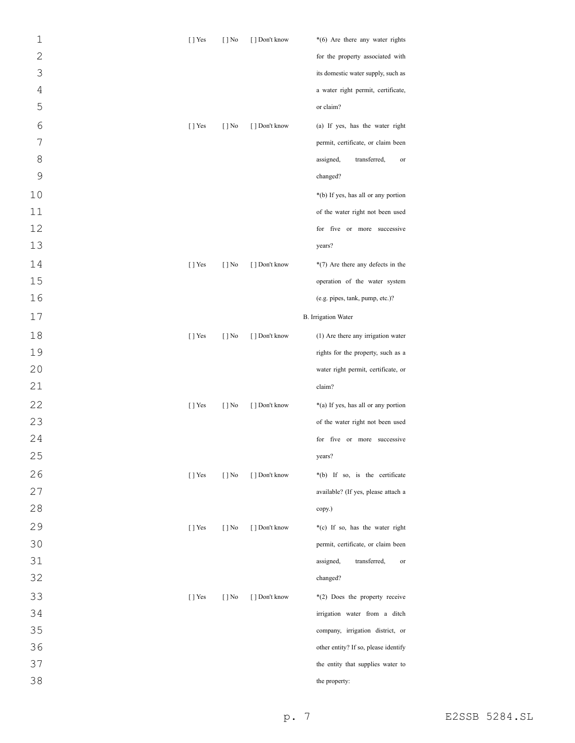[ ] Yes [ ] No [ ] Don't know *(6) Are there any water rights for the property associated with its domestic water supply, such as a water right permit, certificate, or claim?

[ ] Yes [ ] No [ ] Don't know (a) If yes, has the water right permit, certificate, or claim been assigned, transferred, or changed?

*(b) If yes, has all or any portion of the water right not been used for five or more successive years?

[ ] Yes [ ] No [ ] Don't know *(7) Are there any defects in the operation of the water system (e.g. pipes, tank, pump, etc.)?

B. Irrigation Water

[ ] Yes [ ] No [ ] Don't know (1) Are there any irrigation water rights for the property, such as a water right permit, certificate, or claim?

[ ] Yes [ ] No [ ] Don't know *(a) If yes, has all or any portion of the water right not been used for five or more successive years?

[ ] Yes [ ] No [ ] Don't know *(b) If so, is the certificate available? (If yes, please attach a copy.)

[ ] Yes [ ] No [ ] Don't know *(c) If so, has the water right permit, certificate, or claim been assigned, transferred, or changed?

[ ] Yes [ ] No [ ] Don't know *(2) Does the property receive irrigation water from a ditch company, irrigation district, or other entity? If so, please identify the entity that supplies water to the property: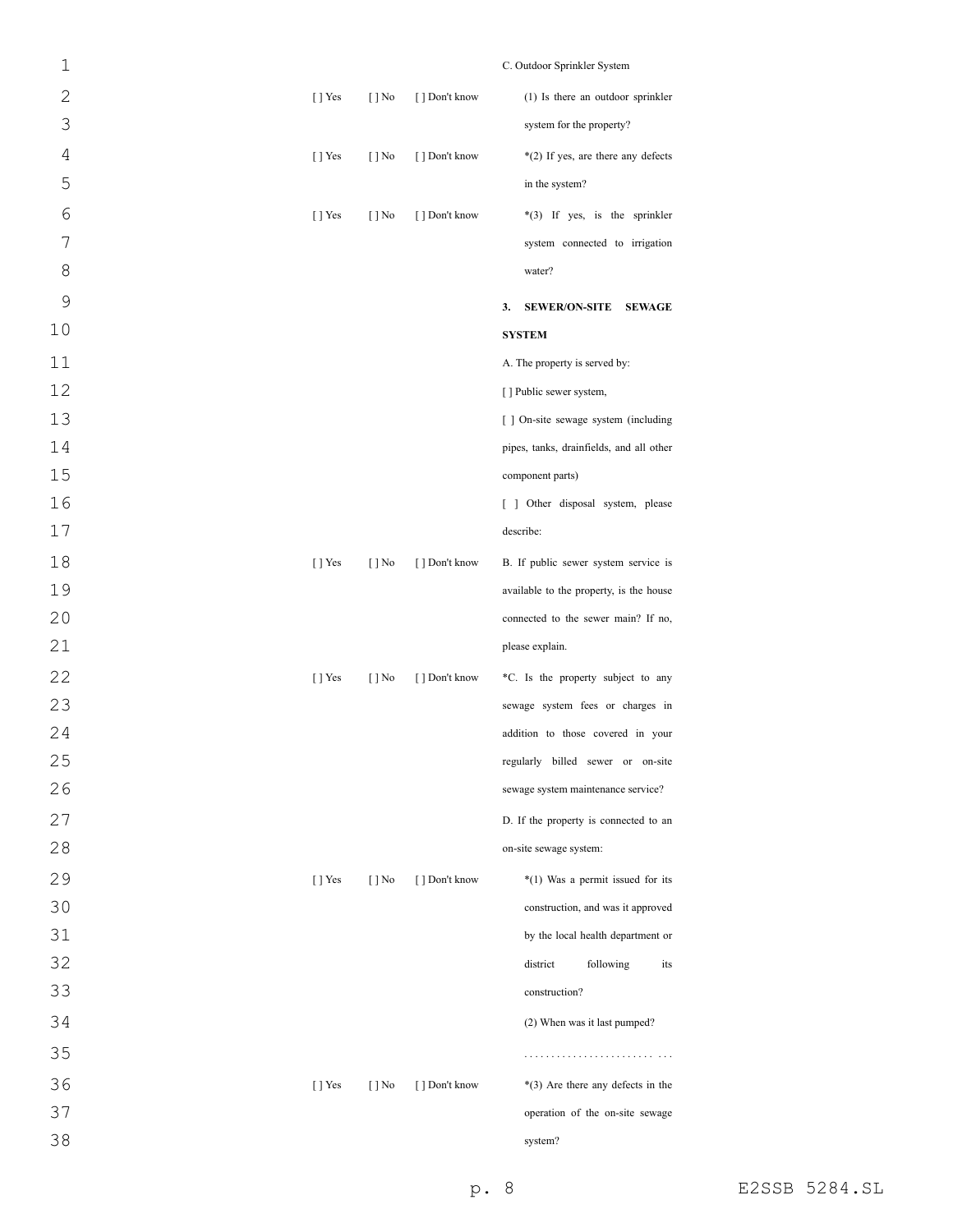C. Outdoor Sprinkler System

[ ] Yes [ ] No [ ] Don't know (1) Is there an outdoor sprinkler system for the property?

[ ] Yes [ ] No [ ] Don't know *(2) If yes, are there any defects in the system?

[ ] Yes [ ] No [ ] Don't know *(3) If yes, is the sprinkler system connected to irrigation water?

**3. SEWER/ON-SITE SEWAGE SYSTEM**

A. The property is served by:

[ ] Public sewer system,

[ ] On-site sewage system (including pipes, tanks, drainfields, and all other component parts)

[ ] Other disposal system, please describe:

[ ] Yes [ ] No [ ] Don't know B. If public sewer system service is available to the property, is the house connected to the sewer main? If no, please explain.

[ ] Yes [ ] No [ ] Don't know *C. Is the property subject to any sewage system fees or charges in addition to those covered in your regularly billed sewer or on-site sewage system maintenance service?

D. If the property is connected to an on-site sewage system:

[ ] Yes [ ] No [ ] Don't know *(1) Was a permit issued for its construction, and was it approved by the local health department or district following its construction?

(2) When was it last pumped?

. . . . . . . . . . . . . . . . . . . . . . . . . . .

[ ] Yes [ ] No [ ] Don't know *(3) Are there any defects in the operation of the on-site sewage system?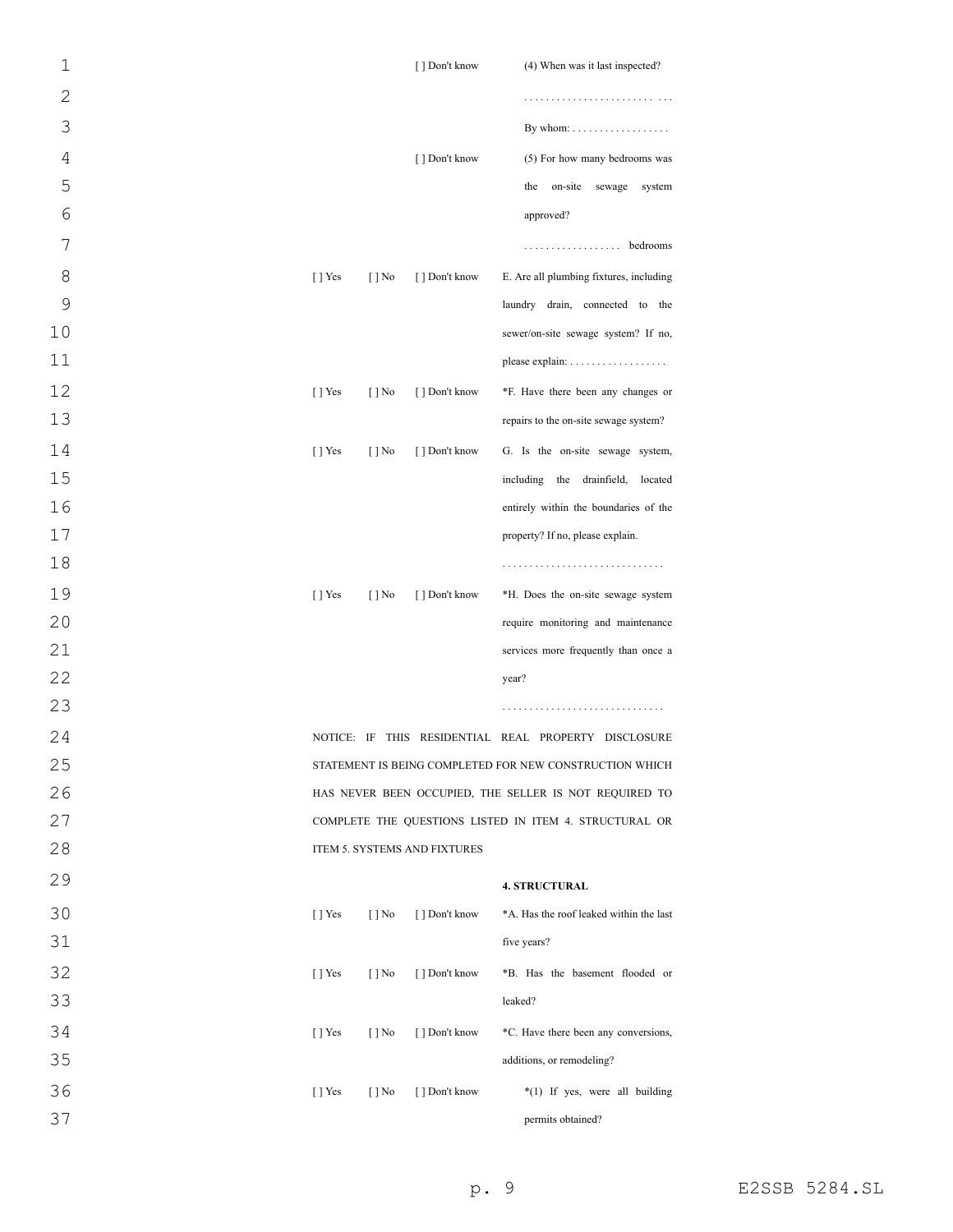| | | | |
|---|---|---|---|
| | | [ ] Don't know | (4) When was it last inspected? |
| | | | ........................ ... |
| | | | By whom: .................. |
| | | [ ] Don't know | (5) For how many bedrooms was the on-site sewage system approved? |
| | | | .................. bedrooms |
| [ ] Yes | [ ] No | [ ] Don't know | E. Are all plumbing fixtures, including laundry drain, connected to the sewer/on-site sewage system? If no, please explain: .................. |
| [ ] Yes | [ ] No | [ ] Don't know | *F. Have there been any changes or repairs to the on-site sewage system? |
| [ ] Yes | [ ] No | [ ] Don't know | G. Is the on-site sewage system, including the drainfield, located entirely within the boundaries of the property? If no, please explain. |
| | | | .............................. |
| [ ] Yes | [ ] No | [ ] Don't know | *H. Does the on-site sewage system require monitoring and maintenance services more frequently than once a year? |
| | | | .............................. |

NOTICE: IF THIS RESIDENTIAL REAL PROPERTY DISCLOSURE STATEMENT IS BEING COMPLETED FOR NEW CONSTRUCTION WHICH HAS NEVER BEEN OCCUPIED, THE SELLER IS NOT REQUIRED TO COMPLETE THE QUESTIONS LISTED IN ITEM 4. STRUCTURAL OR ITEM 5. SYSTEMS AND FIXTURES

**4. STRUCTURAL**

| | | | |
|---|---|---|---|
| [ ] Yes | [ ] No | [ ] Don't know | *A. Has the roof leaked within the last five years? |
| [ ] Yes | [ ] No | [ ] Don't know | *B. Has the basement flooded or leaked? |
| [ ] Yes | [ ] No | [ ] Don't know | *C. Have there been any conversions, additions, or remodeling? |
| [ ] Yes | [ ] No | [ ] Don't know | *(1) If yes, were all building permits obtained? |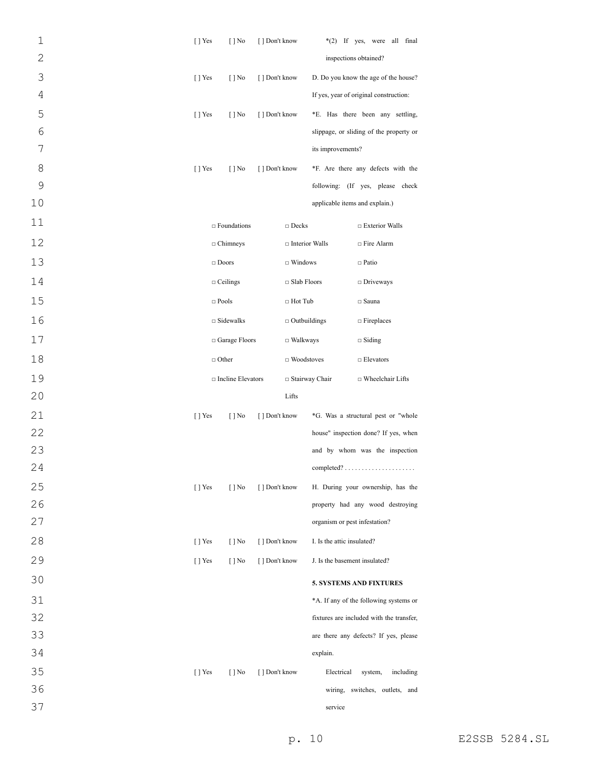[ ] Yes [ ] No [ ] Don't know *(2) If yes, were all final inspections obtained?

[ ] Yes [ ] No [ ] Don't know D. Do you know the age of the house? If yes, year of original construction:

[ ] Yes [ ] No [ ] Don't know *E. Has there been any settling, slippage, or sliding of the property or its improvements?

[ ] Yes [ ] No [ ] Don't know *F. Are there any defects with the following: (If yes, please check applicable items and explain.)

| | | |
|---|---|---|
| □ Foundations | □ Decks | □ Exterior Walls |
| □ Chimneys | □ Interior Walls | □ Fire Alarm |
| □ Doors | □ Windows | □ Patio |
| □ Ceilings | □ Slab Floors | □ Driveways |
| □ Pools | □ Hot Tub | □ Sauna |
| □ Sidewalks | □ Outbuildings | □ Fireplaces |
| □ Garage Floors | □ Walkways | □ Siding |
| □ Other | □ Woodstoves | □ Elevators |
| □ Incline Elevators | □ Stairway Chair Lifts | □ Wheelchair Lifts |

[ ] Yes [ ] No [ ] Don't know *G. Was a structural pest or "whole house" inspection done? If yes, when and by whom was the inspection completed? . . . . . . . . . . . . . . . . . . . . .

[ ] Yes [ ] No [ ] Don't know H. During your ownership, has the property had any wood destroying organism or pest infestation?

[ ] Yes [ ] No [ ] Don't know I. Is the attic insulated?

[ ] Yes [ ] No [ ] Don't know J. Is the basement insulated?

**5. SYSTEMS AND FIXTURES**

*A. If any of the following systems or fixtures are included with the transfer, are there any defects? If yes, please explain.

[ ] Yes [ ] No [ ] Don't know Electrical system, including wiring, switches, outlets, and service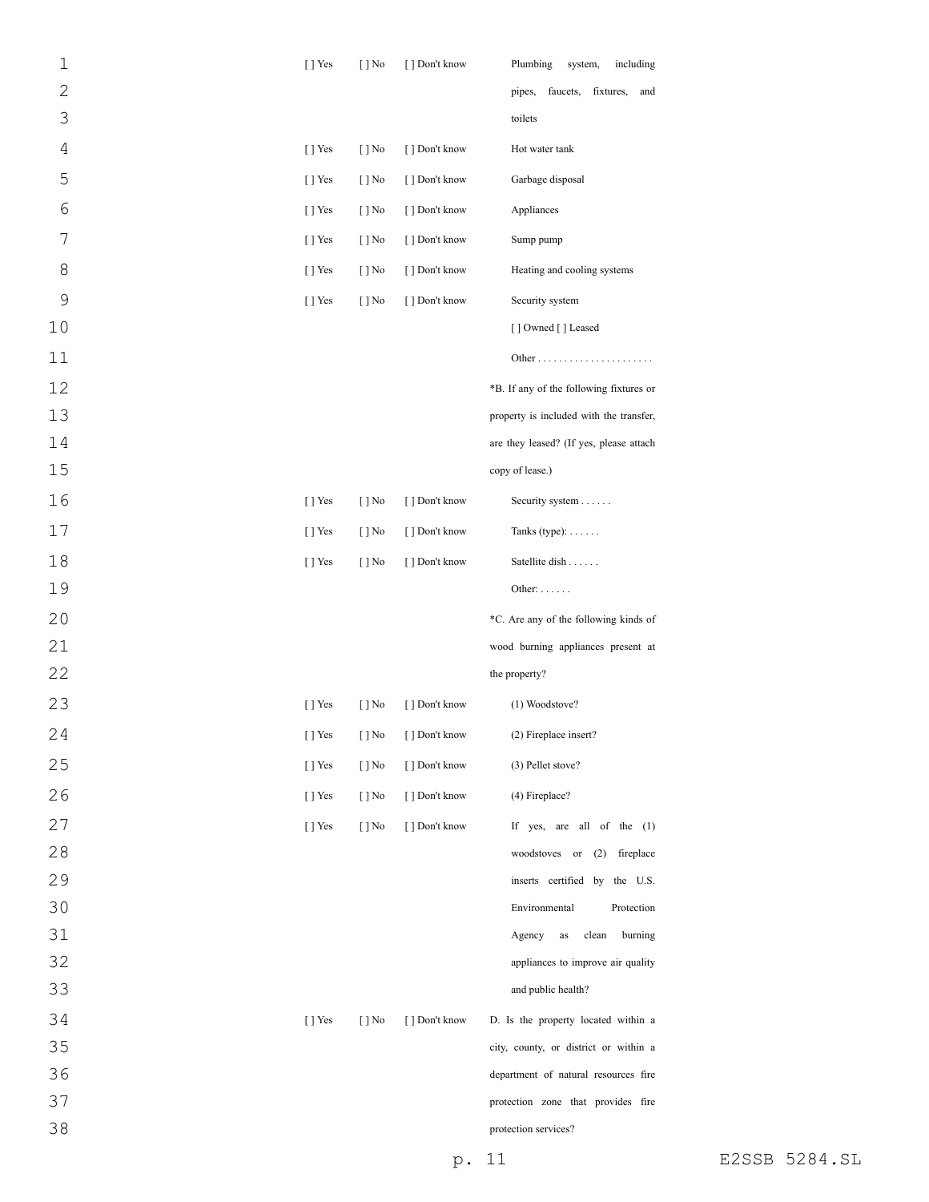| | | | |
|---|---|---|---|
| [ ] Yes | [ ] No | [ ] Don't know | Plumbing system, including pipes, faucets, fixtures, and toilets |
| [ ] Yes | [ ] No | [ ] Don't know | Hot water tank |
| [ ] Yes | [ ] No | [ ] Don't know | Garbage disposal |
| [ ] Yes | [ ] No | [ ] Don't know | Appliances |
| [ ] Yes | [ ] No | [ ] Don't know | Sump pump |
| [ ] Yes | [ ] No | [ ] Don't know | Heating and cooling systems |
| [ ] Yes | [ ] No | [ ] Don't know | Security system |
| | | | [ ] Owned [ ] Leased |
| | | | Other . . . . . . . . . . . . . . . . . . . . . . |
| | | | *B. If any of the following fixtures or property is included with the transfer, are they leased? (If yes, please attach copy of lease.) |
| [ ] Yes | [ ] No | [ ] Don't know | Security system . . . . . . |
| [ ] Yes | [ ] No | [ ] Don't know | Tanks (type): . . . . . . |
| [ ] Yes | [ ] No | [ ] Don't know | Satellite dish . . . . . . |
| | | | Other: . . . . . . |
| | | | *C. Are any of the following kinds of wood burning appliances present at the property? |
| [ ] Yes | [ ] No | [ ] Don't know | (1) Woodstove? |
| [ ] Yes | [ ] No | [ ] Don't know | (2) Fireplace insert? |
| [ ] Yes | [ ] No | [ ] Don't know | (3) Pellet stove? |
| [ ] Yes | [ ] No | [ ] Don't know | (4) Fireplace? |
| [ ] Yes | [ ] No | [ ] Don't know | If yes, are all of the (1) woodstoves or (2) fireplace inserts certified by the U.S. Environmental Protection Agency as clean burning appliances to improve air quality and public health? |
| [ ] Yes | [ ] No | [ ] Don't know | D. Is the property located within a city, county, or district or within a department of natural resources fire protection zone that provides fire protection services? |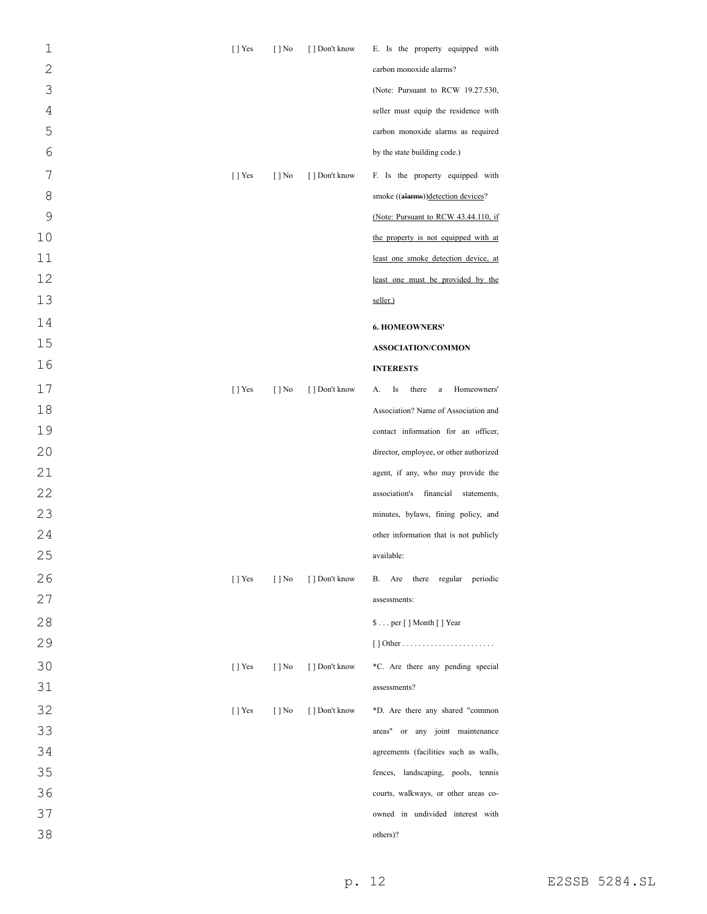| | | | |
|---|---|---|---|
| [ ] Yes | [ ] No | [ ] Don't know | E. Is the property equipped with carbon monoxide alarms? (Note: Pursuant to RCW 19.27.530, seller must equip the residence with carbon monoxide alarms as required by the state building code.) |
| [ ] Yes | [ ] No | [ ] Don't know | F. Is the property equipped with smoke ((~~alarms~~))detection devices? (Note: Pursuant to RCW 43.44.110, if the property is not equipped with at least one smoke detection device, at least one must be provided by the seller.) |
| | | | **6. HOMEOWNERS' ASSOCIATION/COMMON INTERESTS** |
| [ ] Yes | [ ] No | [ ] Don't know | A. Is there a Homeowners' Association? Name of Association and contact information for an officer, director, employee, or other authorized agent, if any, who may provide the association's financial statements, minutes, bylaws, fining policy, and other information that is not publicly available: |
| [ ] Yes | [ ] No | [ ] Don't know | B. Are there regular periodic assessments:<br>$ . . . per [ ] Month [ ] Year<br>[ ] Other . . . . . . . . . . . . . . . . . . . . . . . |
| [ ] Yes | [ ] No | [ ] Don't know | *C. Are there any pending special assessments? |
| [ ] Yes | [ ] No | [ ] Don't know | *D. Are there any shared "common areas" or any joint maintenance agreements (facilities such as walls, fences, landscaping, pools, tennis courts, walkways, or other areas co-owned in undivided interest with others)? |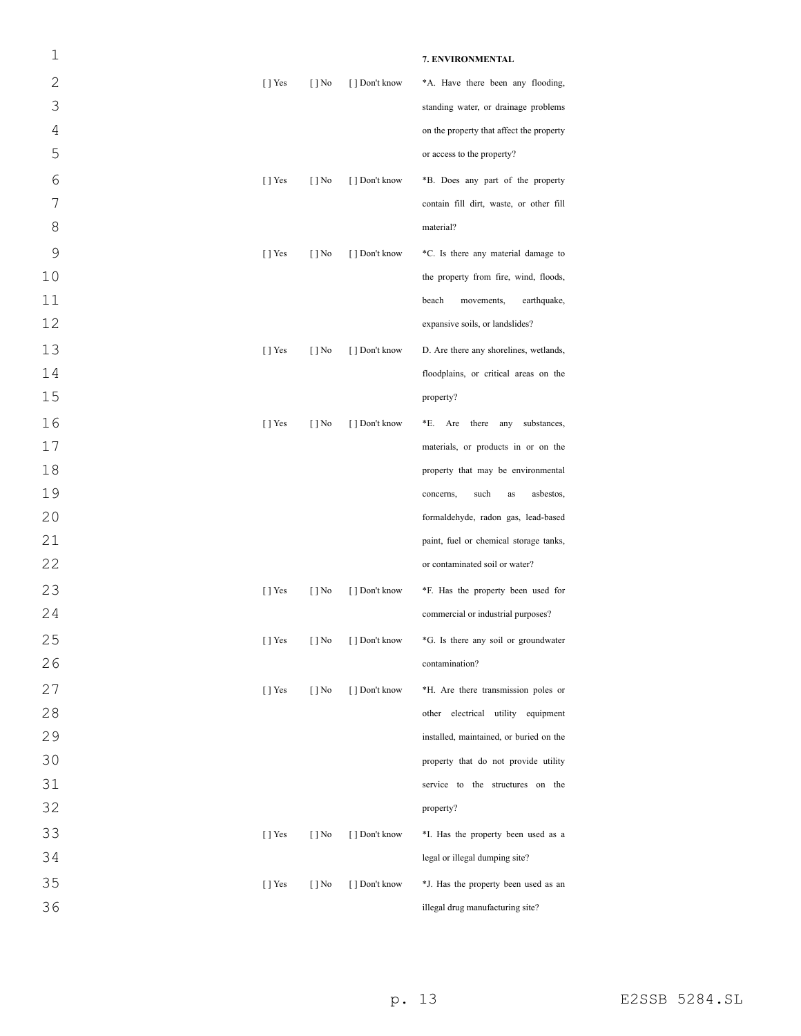**7. ENVIRONMENTAL**

| | | | |
|---|---|---|---|
| [ ] Yes | [ ] No | [ ] Don't know | *A. Have there been any flooding, standing water, or drainage problems on the property that affect the property or access to the property? |
| [ ] Yes | [ ] No | [ ] Don't know | *B. Does any part of the property contain fill dirt, waste, or other fill material? |
| [ ] Yes | [ ] No | [ ] Don't know | *C. Is there any material damage to the property from fire, wind, floods, beach movements, earthquake, expansive soils, or landslides? |
| [ ] Yes | [ ] No | [ ] Don't know | D. Are there any shorelines, wetlands, floodplains, or critical areas on the property? |
| [ ] Yes | [ ] No | [ ] Don't know | *E. Are there any substances, materials, or products in or on the property that may be environmental concerns, such as asbestos, formaldehyde, radon gas, lead-based paint, fuel or chemical storage tanks, or contaminated soil or water? |
| [ ] Yes | [ ] No | [ ] Don't know | *F. Has the property been used for commercial or industrial purposes? |
| [ ] Yes | [ ] No | [ ] Don't know | *G. Is there any soil or groundwater contamination? |
| [ ] Yes | [ ] No | [ ] Don't know | *H. Are there transmission poles or other electrical utility equipment installed, maintained, or buried on the property that do not provide utility service to the structures on the property? |
| [ ] Yes | [ ] No | [ ] Don't know | *I. Has the property been used as a legal or illegal dumping site? |
| [ ] Yes | [ ] No | [ ] Don't know | *J. Has the property been used as an illegal drug manufacturing site? |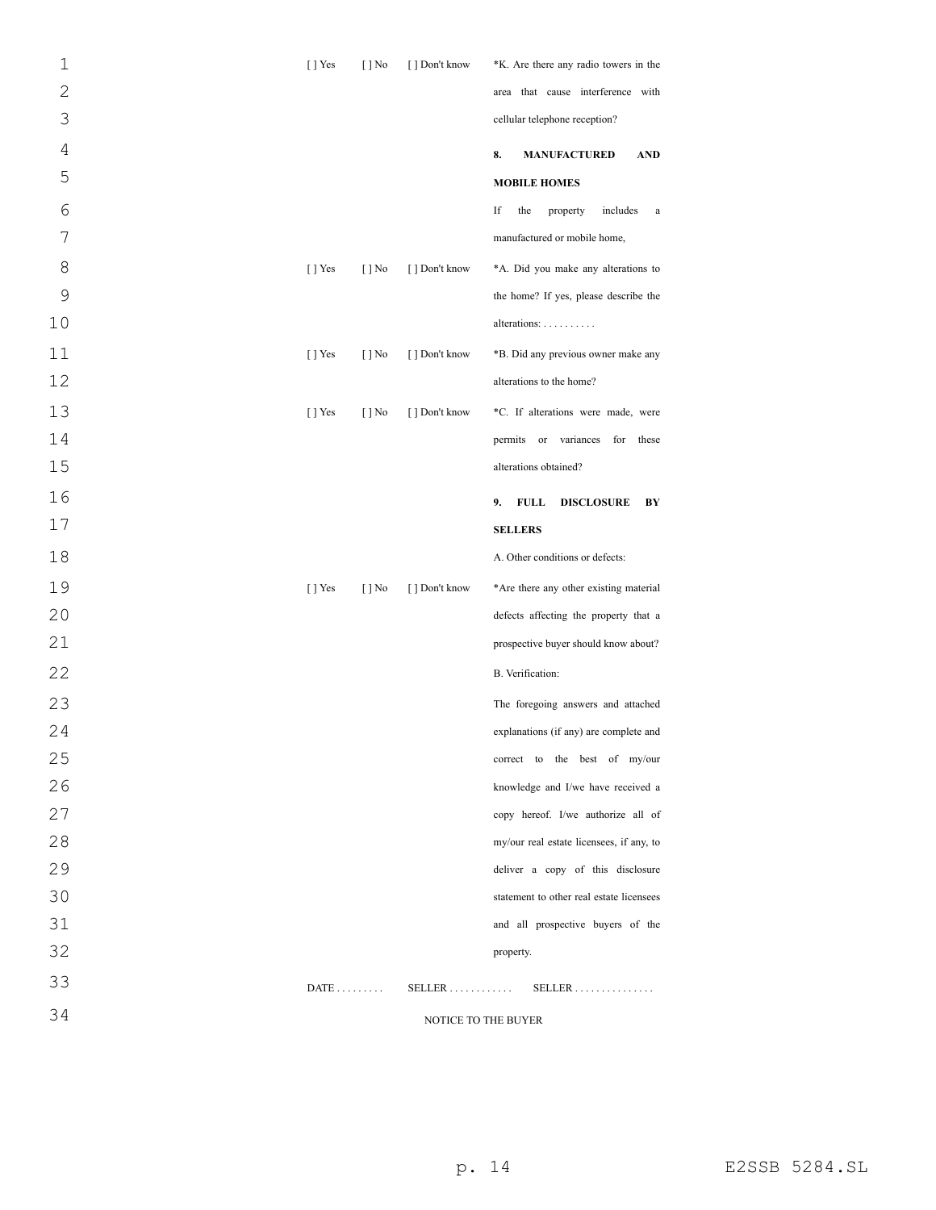| | | | |
|---|---|---|---|
| [ ] Yes | [ ] No | [ ] Don't know | *K. Are there any radio towers in the area that cause interference with cellular telephone reception? |
| | | | **8. MANUFACTURED AND MOBILE HOMES** |
| | | | If the property includes a manufactured or mobile home, |
| [ ] Yes | [ ] No | [ ] Don't know | *A. Did you make any alterations to the home? If yes, please describe the alterations: . . . . . . . . . . |
| [ ] Yes | [ ] No | [ ] Don't know | *B. Did any previous owner make any alterations to the home? |
| [ ] Yes | [ ] No | [ ] Don't know | *C. If alterations were made, were permits or variances for these alterations obtained? |
| | | | **9. FULL DISCLOSURE BY SELLERS** |
| | | | A. Other conditions or defects: |
| [ ] Yes | [ ] No | [ ] Don't know | *Are there any other existing material defects affecting the property that a prospective buyer should know about? |
| | | | B. Verification: |
| | | | The foregoing answers and attached explanations (if any) are complete and correct to the best of my/our knowledge and I/we have received a copy hereof. I/we authorize all of my/our real estate licensees, if any, to deliver a copy of this disclosure statement to other real estate licensees and all prospective buyers of the property. |

DATE . . . . . . . . . SELLER . . . . . . . . . . . . SELLER . . . . . . . . . . . . . . .

NOTICE TO THE BUYER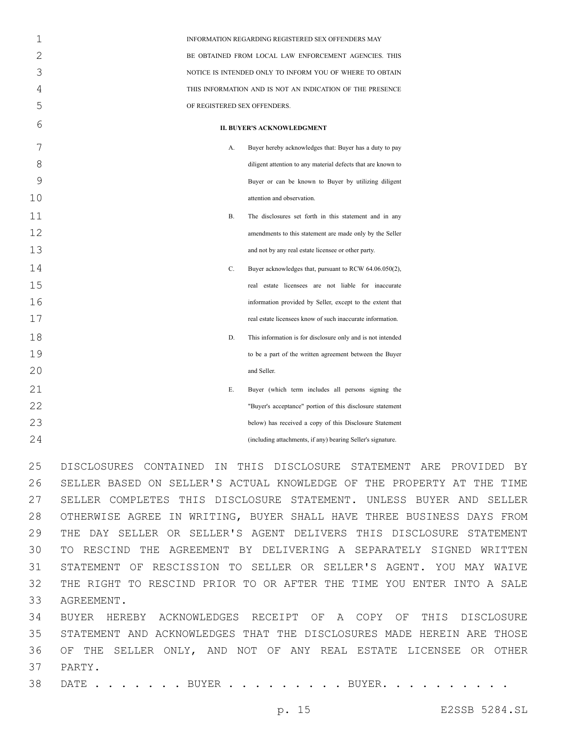INFORMATION REGARDING REGISTERED SEX OFFENDERS MAY BE OBTAINED FROM LOCAL LAW ENFORCEMENT AGENCIES. THIS NOTICE IS INTENDED ONLY TO INFORM YOU OF WHERE TO OBTAIN THIS INFORMATION AND IS NOT AN INDICATION OF THE PRESENCE OF REGISTERED SEX OFFENDERS.

**II. BUYER'S ACKNOWLEDGMENT**

A. Buyer hereby acknowledges that: Buyer has a duty to pay diligent attention to any material defects that are known to Buyer or can be known to Buyer by utilizing diligent attention and observation.

B. The disclosures set forth in this statement and in any amendments to this statement are made only by the Seller and not by any real estate licensee or other party.

C. Buyer acknowledges that, pursuant to RCW 64.06.050(2), real estate licensees are not liable for inaccurate information provided by Seller, except to the extent that real estate licensees know of such inaccurate information.

D. This information is for disclosure only and is not intended to be a part of the written agreement between the Buyer and Seller.

E. Buyer (which term includes all persons signing the "Buyer's acceptance" portion of this disclosure statement below) has received a copy of this Disclosure Statement (including attachments, if any) bearing Seller's signature.

DISCLOSURES CONTAINED IN THIS DISCLOSURE STATEMENT ARE PROVIDED BY SELLER BASED ON SELLER'S ACTUAL KNOWLEDGE OF THE PROPERTY AT THE TIME SELLER COMPLETES THIS DISCLOSURE STATEMENT. UNLESS BUYER AND SELLER OTHERWISE AGREE IN WRITING, BUYER SHALL HAVE THREE BUSINESS DAYS FROM THE DAY SELLER OR SELLER'S AGENT DELIVERS THIS DISCLOSURE STATEMENT TO RESCIND THE AGREEMENT BY DELIVERING A SEPARATELY SIGNED WRITTEN STATEMENT OF RESCISSION TO SELLER OR SELLER'S AGENT. YOU MAY WAIVE THE RIGHT TO RESCIND PRIOR TO OR AFTER THE TIME YOU ENTER INTO A SALE AGREEMENT.

BUYER HEREBY ACKNOWLEDGES RECEIPT OF A COPY OF THIS DISCLOSURE STATEMENT AND ACKNOWLEDGES THAT THE DISCLOSURES MADE HEREIN ARE THOSE OF THE SELLER ONLY, AND NOT OF ANY REAL ESTATE LICENSEE OR OTHER PARTY.

DATE . . . . . . . BUYER . . . . . . . . . . BUYER. . . . . . . . . .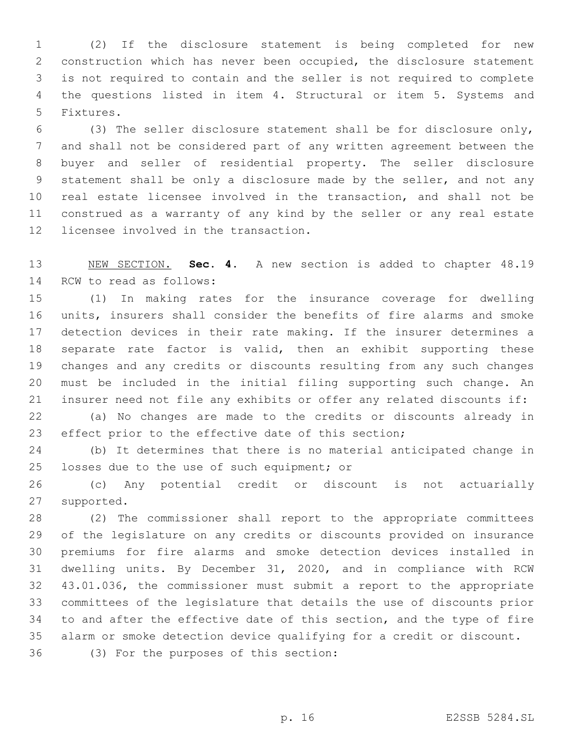(2) If the disclosure statement is being completed for new construction which has never been occupied, the disclosure statement is not required to contain and the seller is not required to complete the questions listed in item 4. Structural or item 5. Systems and Fixtures.

(3) The seller disclosure statement shall be for disclosure only, and shall not be considered part of any written agreement between the buyer and seller of residential property. The seller disclosure statement shall be only a disclosure made by the seller, and not any real estate licensee involved in the transaction, and shall not be construed as a warranty of any kind by the seller or any real estate licensee involved in the transaction.

NEW SECTION. **Sec. 4.** A new section is added to chapter 48.19 RCW to read as follows:

(1) In making rates for the insurance coverage for dwelling units, insurers shall consider the benefits of fire alarms and smoke detection devices in their rate making. If the insurer determines a separate rate factor is valid, then an exhibit supporting these changes and any credits or discounts resulting from any such changes must be included in the initial filing supporting such change. An insurer need not file any exhibits or offer any related discounts if:

(a) No changes are made to the credits or discounts already in effect prior to the effective date of this section;

(b) It determines that there is no material anticipated change in losses due to the use of such equipment; or

(c) Any potential credit or discount is not actuarially supported.

(2) The commissioner shall report to the appropriate committees of the legislature on any credits or discounts provided on insurance premiums for fire alarms and smoke detection devices installed in dwelling units. By December 31, 2020, and in compliance with RCW 43.01.036, the commissioner must submit a report to the appropriate committees of the legislature that details the use of discounts prior to and after the effective date of this section, and the type of fire alarm or smoke detection device qualifying for a credit or discount.

(3) For the purposes of this section: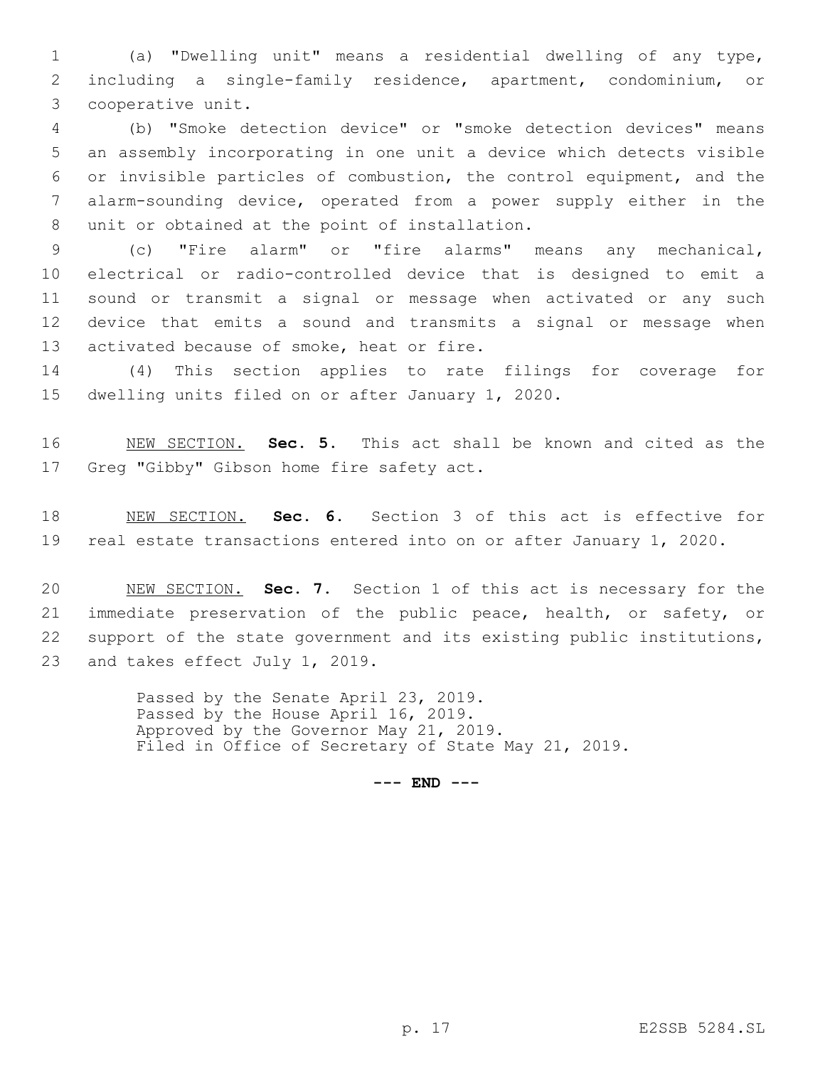(a) "Dwelling unit" means a residential dwelling of any type, including a single-family residence, apartment, condominium, or cooperative unit.

(b) "Smoke detection device" or "smoke detection devices" means an assembly incorporating in one unit a device which detects visible or invisible particles of combustion, the control equipment, and the alarm-sounding device, operated from a power supply either in the unit or obtained at the point of installation.

(c) "Fire alarm" or "fire alarms" means any mechanical, electrical or radio-controlled device that is designed to emit a sound or transmit a signal or message when activated or any such device that emits a sound and transmits a signal or message when activated because of smoke, heat or fire.

(4) This section applies to rate filings for coverage for dwelling units filed on or after January 1, 2020.

NEW SECTION. **Sec. 5.** This act shall be known and cited as the Greg "Gibby" Gibson home fire safety act.

NEW SECTION. **Sec. 6.** Section 3 of this act is effective for real estate transactions entered into on or after January 1, 2020.

NEW SECTION. **Sec. 7.** Section 1 of this act is necessary for the immediate preservation of the public peace, health, or safety, or support of the state government and its existing public institutions, and takes effect July 1, 2019.

Passed by the Senate April 23, 2019.
Passed by the House April 16, 2019.
Approved by the Governor May 21, 2019.
Filed in Office of Secretary of State May 21, 2019.

**--- END ---**